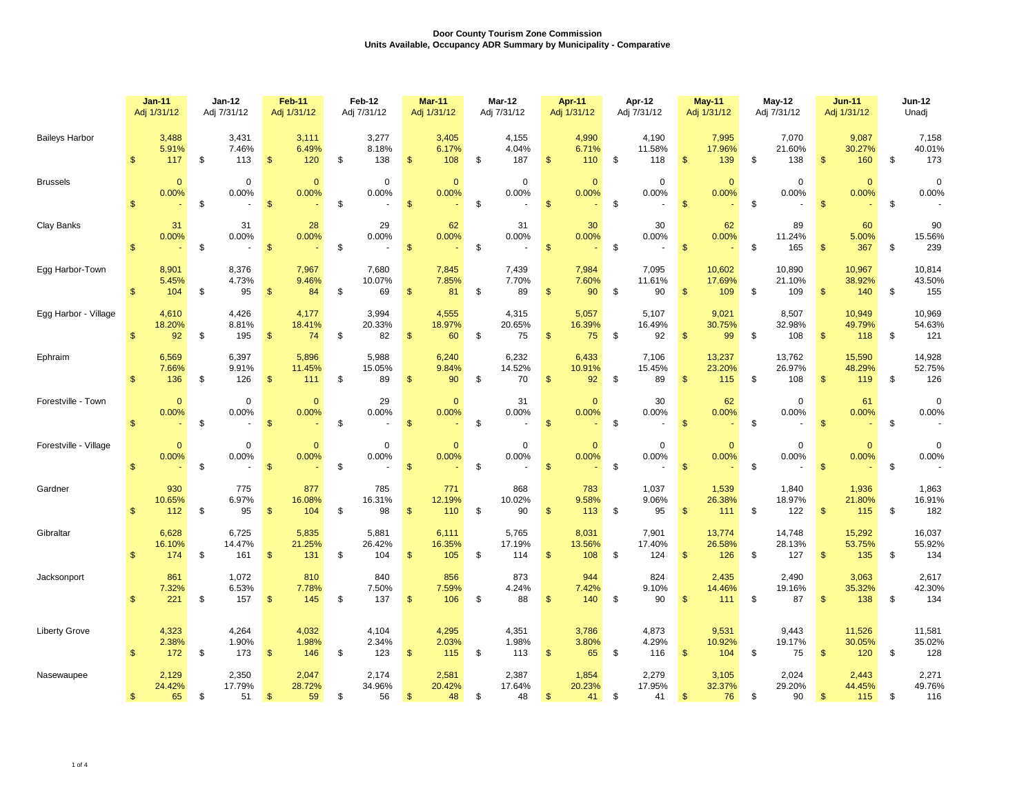**Door County Tourism Zone Commission**
**Units Available, Occupancy ADR Summary by Municipality - Comparative**

| | Jan-11 Adj 1/31/12 | Jan-12 Adj 7/31/12 | Feb-11 Adj 1/31/12 | Feb-12 Adj 7/31/12 | Mar-11 Adj 1/31/12 | Mar-12 Adj 7/31/12 | Apr-11 Adj 1/31/12 | Apr-12 Adj 7/31/12 | May-11 Adj 1/31/12 | May-12 Adj 7/31/12 | Jun-11 Adj 1/31/12 | Jun-12 Unadj |
|---|---|---|---|---|---|---|---|---|---|---|---|---|
| Baileys Harbor | 3,488 | 3,431 | 3,111 | 3,277 | 3,405 | 4,155 | 4,990 | 4,190 | 7,995 | 7,070 | 9,087 | 7,158 |
| | 5.91% | 7.46% | 6.49% | 8.18% | 6.17% | 4.04% | 6.71% | 11.58% | 17.96% | 21.60% | 30.27% | 40.01% |
| | $ 117 | $ 113 | $ 120 | $ 138 | $ 108 | $ 187 | $ 110 | $ 118 | $ 139 | $ 138 | $ 160 | $ 173 |
| Brussels | 0 | 0 | 0 | 0 | 0 | 0 | 0 | 0 | 0 | 0 | 0 | 0 |
| | 0.00% | 0.00% | 0.00% | 0.00% | 0.00% | 0.00% | 0.00% | 0.00% | 0.00% | 0.00% | 0.00% | 0.00% |
| | $ - | $ - | $ - | $ - | $ - | $ - | $ - | $ - | $ - | $ - | $ - | $ - |
| Clay Banks | 31 | 31 | 28 | 29 | 62 | 31 | 30 | 30 | 62 | 89 | 60 | 90 |
| | 0.00% | 0.00% | 0.00% | 0.00% | 0.00% | 0.00% | 0.00% | 0.00% | 0.00% | 11.24% | 5.00% | 15.56% |
| | $ - | $ - | $ - | $ - | $ - | $ - | $ - | $ - | $ - | $ 165 | $ 367 | $ 239 |
| Egg Harbor-Town | 8,901 | 8,376 | 7,967 | 7,680 | 7,845 | 7,439 | 7,984 | 7,095 | 10,602 | 10,890 | 10,967 | 10,814 |
| | 5.45% | 4.73% | 9.46% | 10.07% | 7.85% | 7.70% | 7.60% | 11.61% | 17.69% | 21.10% | 38.92% | 43.50% |
| | $ 104 | $ 95 | $ 84 | $ 69 | $ 81 | $ 89 | $ 90 | $ 90 | $ 109 | $ 109 | $ 140 | $ 155 |
| Egg Harbor - Village | 4,610 | 4,426 | 4,177 | 3,994 | 4,555 | 4,315 | 5,057 | 5,107 | 9,021 | 8,507 | 10,949 | 10,969 |
| | 18.20% | 8.81% | 18.41% | 20.33% | 18.97% | 20.65% | 16.39% | 16.49% | 30.75% | 32.98% | 49.79% | 54.63% |
| | $ 92 | $ 195 | $ 74 | $ 82 | $ 60 | $ 75 | $ 75 | $ 92 | $ 99 | $ 108 | $ 118 | $ 121 |
| Ephraim | 6,569 | 6,397 | 5,896 | 5,988 | 6,240 | 6,232 | 6,433 | 7,106 | 13,237 | 13,762 | 15,590 | 14,928 |
| | 7.66% | 9.91% | 11.45% | 15.05% | 9.84% | 14.52% | 10.91% | 15.45% | 23.20% | 26.97% | 48.29% | 52.75% |
| | $ 136 | $ 126 | $ 111 | $ 89 | $ 90 | $ 70 | $ 92 | $ 89 | $ 115 | $ 108 | $ 119 | $ 126 |
| Forestville - Town | 0 | 0 | 0 | 29 | 0 | 31 | 0 | 30 | 62 | 0 | 61 | 0 |
| | 0.00% | 0.00% | 0.00% | 0.00% | 0.00% | 0.00% | 0.00% | 0.00% | 0.00% | 0.00% | 0.00% | 0.00% |
| | $ - | $ - | $ - | $ - | $ - | $ - | $ - | $ - | $ - | $ - | $ - | $ - |
| Forestville - Village | 0 | 0 | 0 | 0 | 0 | 0 | 0 | 0 | 0 | 0 | 0 | 0 |
| | 0.00% | 0.00% | 0.00% | 0.00% | 0.00% | 0.00% | 0.00% | 0.00% | 0.00% | 0.00% | 0.00% | 0.00% |
| | $ - | $ - | $ - | $ - | $ - | $ - | $ - | $ - | $ - | $ - | $ - | $ - |
| Gardner | 930 | 775 | 877 | 785 | 771 | 868 | 783 | 1,037 | 1,539 | 1,840 | 1,936 | 1,863 |
| | 10.65% | 6.97% | 16.08% | 16.31% | 12.19% | 10.02% | 9.58% | 9.06% | 26.38% | 18.97% | 21.80% | 16.91% |
| | $ 112 | $ 95 | $ 104 | $ 98 | $ 110 | $ 90 | $ 113 | $ 95 | $ 111 | $ 122 | $ 115 | $ 182 |
| Gibraltar | 6,628 | 6,725 | 5,835 | 5,881 | 6,111 | 5,765 | 8,031 | 7,901 | 13,774 | 14,748 | 15,292 | 16,037 |
| | 16.10% | 14.47% | 21.25% | 26.42% | 16.35% | 17.19% | 13.56% | 17.40% | 26.58% | 28.13% | 53.75% | 55.92% |
| | $ 174 | $ 161 | $ 131 | $ 104 | $ 105 | $ 114 | $ 108 | $ 124 | $ 126 | $ 127 | $ 135 | $ 134 |
| Jacksonport | 861 | 1,072 | 810 | 840 | 856 | 873 | 944 | 824 | 2,435 | 2,490 | 3,063 | 2,617 |
| | 7.32% | 6.53% | 7.78% | 7.50% | 7.59% | 4.24% | 7.42% | 9.10% | 14.46% | 19.16% | 35.32% | 42.30% |
| | $ 221 | $ 157 | $ 145 | $ 137 | $ 106 | $ 88 | $ 140 | $ 90 | $ 111 | $ 87 | $ 138 | $ 134 |
| Liberty Grove | 4,323 | 4,264 | 4,032 | 4,104 | 4,295 | 4,351 | 3,786 | 4,873 | 9,531 | 9,443 | 11,526 | 11,581 |
| | 2.38% | 1.90% | 1.98% | 2.34% | 2.03% | 1.98% | 3.80% | 4.29% | 10.92% | 19.17% | 30.05% | 35.02% |
| | $ 172 | $ 173 | $ 146 | $ 123 | $ 115 | $ 113 | $ 65 | $ 116 | $ 104 | $ 75 | $ 120 | $ 128 |
| Nasewaupee | 2,129 | 2,350 | 2,047 | 2,174 | 2,581 | 2,387 | 1,854 | 2,279 | 3,105 | 2,024 | 2,443 | 2,271 |
| | 24.42% | 17.79% | 28.72% | 34.96% | 20.42% | 17.64% | 20.23% | 17.95% | 32.37% | 29.20% | 44.45% | 49.76% |
| | $ 65 | $ 51 | $ 59 | $ 56 | $ 48 | $ 48 | $ 41 | $ 41 | $ 76 | $ 90 | $ 115 | $ 116 |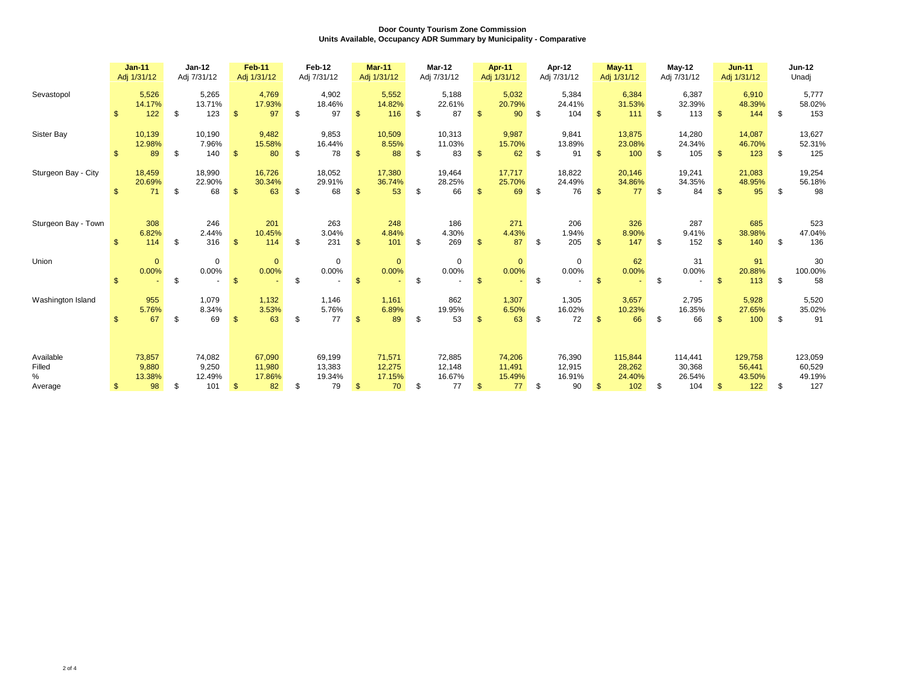**Door County Tourism Zone Commission**
**Units Available, Occupancy ADR Summary by Municipality - Comparative**

| | Jan-11<br>Adj 1/31/12 | Jan-12<br>Adj 7/31/12 | Feb-11<br>Adj 1/31/12 | Feb-12<br>Adj 7/31/12 | Mar-11<br>Adj 1/31/12 | Mar-12<br>Adj 7/31/12 | Apr-11<br>Adj 1/31/12 | Apr-12<br>Adj 7/31/12 | May-11<br>Adj 1/31/12 | May-12<br>Adj 7/31/12 | Jun-11<br>Adj 1/31/12 | Jun-12<br>Unadj |
|---|---|---|---|---|---|---|---|---|---|---|---|---|
| Sevastopol | 5,526 | 5,265 | 4,769 | 4,902 | 5,552 | 5,188 | 5,032 | 5,384 | 6,384 | 6,387 | 6,910 | 5,777 |
| | 14.17% | 13.71% | 17.93% | 18.46% | 14.82% | 22.61% | 20.79% | 24.41% | 31.53% | 32.39% | 48.39% | 58.02% |
| | $ 122 | $ 123 | $ 97 | $ 97 | $ 116 | $ 87 | $ 90 | $ 104 | $ 111 | $ 113 | $ 144 | $ 153 |
| Sister Bay | 10,139 | 10,190 | 9,482 | 9,853 | 10,509 | 10,313 | 9,987 | 9,841 | 13,875 | 14,280 | 14,087 | 13,627 |
| | 12.98% | 7.96% | 15.58% | 16.44% | 8.55% | 11.03% | 15.70% | 13.89% | 23.08% | 24.34% | 46.70% | 52.31% |
| | $ 89 | $ 140 | $ 80 | $ 78 | $ 88 | $ 83 | $ 62 | $ 91 | $ 100 | $ 105 | $ 123 | $ 125 |
| Sturgeon Bay - City | 18,459 | 18,990 | 16,726 | 18,052 | 17,380 | 19,464 | 17,717 | 18,822 | 20,146 | 19,241 | 21,083 | 19,254 |
| | 20.69% | 22.90% | 30.34% | 29.91% | 36.74% | 28.25% | 25.70% | 24.49% | 34.86% | 34.35% | 48.95% | 56.18% |
| | $ 71 | $ 68 | $ 63 | $ 68 | $ 53 | $ 66 | $ 69 | $ 76 | $ 77 | $ 84 | $ 95 | $ 98 |
| Sturgeon Bay - Town | 308 | 246 | 201 | 263 | 248 | 186 | 271 | 206 | 326 | 287 | 685 | 523 |
| | 6.82% | 2.44% | 10.45% | 3.04% | 4.84% | 4.30% | 4.43% | 1.94% | 8.90% | 9.41% | 38.98% | 47.04% |
| | $ 114 | $ 316 | $ 114 | $ 231 | $ 101 | $ 269 | $ 87 | $ 205 | $ 147 | $ 152 | $ 140 | $ 136 |
| Union | 0 | 0 | 0 | 0 | 0 | 0 | 0 | 0 | 62 | 31 | 91 | 30 |
| | 0.00% | 0.00% | 0.00% | 0.00% | 0.00% | 0.00% | 0.00% | 0.00% | 0.00% | 0.00% | 20.88% | 100.00% |
| | $ - | $ - | $ - | $ - | $ - | $ - | $ - | $ - | $ - | $ - | $ 113 | $ 58 |
| Washington Island | 955 | 1,079 | 1,132 | 1,146 | 1,161 | 862 | 1,307 | 1,305 | 3,657 | 2,795 | 5,928 | 5,520 |
| | 5.76% | 8.34% | 3.53% | 5.76% | 6.89% | 19.95% | 6.50% | 16.02% | 10.23% | 16.35% | 27.65% | 35.02% |
| | $ 67 | $ 69 | $ 63 | $ 77 | $ 89 | $ 53 | $ 63 | $ 72 | $ 66 | $ 66 | $ 100 | $ 91 |
| Available | 73,857 | 74,082 | 67,090 | 69,199 | 71,571 | 72,885 | 74,206 | 76,390 | 115,844 | 114,441 | 129,758 | 123,059 |
| Filled | 9,880 | 9,250 | 11,980 | 13,383 | 12,275 | 12,148 | 11,491 | 12,915 | 28,262 | 30,368 | 56,441 | 60,529 |
| % | 13.38% | 12.49% | 17.86% | 19.34% | 17.15% | 16.67% | 15.49% | 16.91% | 24.40% | 26.54% | 43.50% | 49.19% |
| Average | $ 98 | $ 101 | $ 82 | $ 79 | $ 70 | $ 77 | $ 77 | $ 90 | $ 102 | $ 104 | $ 122 | $ 127 |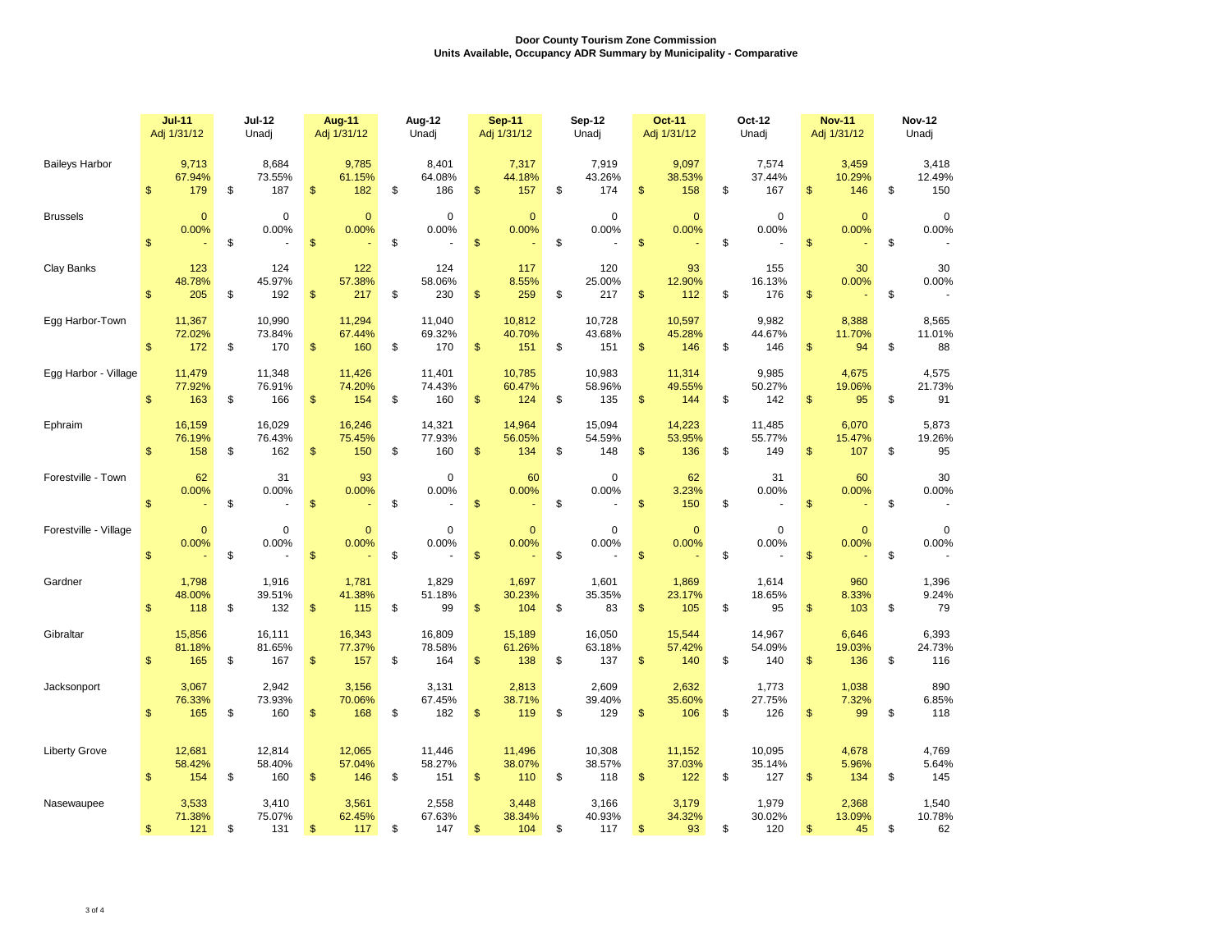**Door County Tourism Zone Commission**
**Units Available, Occupancy ADR Summary by Municipality - Comparative**

| | Jul-11 Adj 1/31/12 | Jul-12 Unadj | Aug-11 Adj 1/31/12 | Aug-12 Unadj | Sep-11 Adj 1/31/12 | Sep-12 Unadj | Oct-11 Adj 1/31/12 | Oct-12 Unadj | Nov-11 Adj 1/31/12 | Nov-12 Unadj |
|---|---|---|---|---|---|---|---|---|---|---|
| Baileys Harbor | 9,713 | 8,684 | 9,785 | 8,401 | 7,317 | 7,919 | 9,097 | 7,574 | 3,459 | 3,418 |
| | 67.94% | 73.55% | 61.15% | 64.08% | 44.18% | 43.26% | 38.53% | 37.44% | 10.29% | 12.49% |
| | $ 179 | $ 187 | $ 182 | $ 186 | $ 157 | $ 174 | $ 158 | $ 167 | $ 146 | $ 150 |
| Brussels | 0 | 0 | 0 | 0 | 0 | 0 | 0 | 0 | 0 | 0 |
| | 0.00% | 0.00% | 0.00% | 0.00% | 0.00% | 0.00% | 0.00% | 0.00% | 0.00% | 0.00% |
| | $ - | $ - | $ - | $ - | $ - | $ - | $ - | $ - | $ - | $ - |
| Clay Banks | 123 | 124 | 122 | 124 | 117 | 120 | 93 | 155 | 30 | 30 |
| | 48.78% | 45.97% | 57.38% | 58.06% | 8.55% | 25.00% | 12.90% | 16.13% | 0.00% | 0.00% |
| | $ 205 | $ 192 | $ 217 | $ 230 | $ 259 | $ 217 | $ 112 | $ 176 | $ - | $ - |
| Egg Harbor-Town | 11,367 | 10,990 | 11,294 | 11,040 | 10,812 | 10,728 | 10,597 | 9,982 | 8,388 | 8,565 |
| | 72.02% | 73.84% | 67.44% | 69.32% | 40.70% | 43.68% | 45.28% | 44.67% | 11.70% | 11.01% |
| | $ 172 | $ 170 | $ 160 | $ 170 | $ 151 | $ 151 | $ 146 | $ 146 | $ 94 | $ 88 |
| Egg Harbor - Village | 11,479 | 11,348 | 11,426 | 11,401 | 10,785 | 10,983 | 11,314 | 9,985 | 4,675 | 4,575 |
| | 77.92% | 76.91% | 74.20% | 74.43% | 60.47% | 58.96% | 49.55% | 50.27% | 19.06% | 21.73% |
| | $ 163 | $ 166 | $ 154 | $ 160 | $ 124 | $ 135 | $ 144 | $ 142 | $ 95 | $ 91 |
| Ephraim | 16,159 | 16,029 | 16,246 | 14,321 | 14,964 | 15,094 | 14,223 | 11,485 | 6,070 | 5,873 |
| | 76.19% | 76.43% | 75.45% | 77.93% | 56.05% | 54.59% | 53.95% | 55.77% | 15.47% | 19.26% |
| | $ 158 | $ 162 | $ 150 | $ 160 | $ 134 | $ 148 | $ 136 | $ 149 | $ 107 | $ 95 |
| Forestville - Town | 62 | 31 | 93 | 0 | 60 | 0 | 62 | 31 | 60 | 30 |
| | 0.00% | 0.00% | 0.00% | 0.00% | 0.00% | 0.00% | 3.23% | 0.00% | 0.00% | 0.00% |
| | $ - | $ - | $ - | $ - | $ - | $ - | $ 150 | $ - | $ - | $ - |
| Forestville - Village | 0 | 0 | 0 | 0 | 0 | 0 | 0 | 0 | 0 | 0 |
| | 0.00% | 0.00% | 0.00% | 0.00% | 0.00% | 0.00% | 0.00% | 0.00% | 0.00% | 0.00% |
| | $ - | $ - | $ - | $ - | $ - | $ - | $ - | $ - | $ - | $ - |
| Gardner | 1,798 | 1,916 | 1,781 | 1,829 | 1,697 | 1,601 | 1,869 | 1,614 | 960 | 1,396 |
| | 48.00% | 39.51% | 41.38% | 51.18% | 30.23% | 35.35% | 23.17% | 18.65% | 8.33% | 9.24% |
| | $ 118 | $ 132 | $ 115 | $ 99 | $ 104 | $ 83 | $ 105 | $ 95 | $ 103 | $ 79 |
| Gibraltar | 15,856 | 16,111 | 16,343 | 16,809 | 15,189 | 16,050 | 15,544 | 14,967 | 6,646 | 6,393 |
| | 81.18% | 81.65% | 77.37% | 78.58% | 61.26% | 63.18% | 57.42% | 54.09% | 19.03% | 24.73% |
| | $ 165 | $ 167 | $ 157 | $ 164 | $ 138 | $ 137 | $ 140 | $ 140 | $ 136 | $ 116 |
| Jacksonport | 3,067 | 2,942 | 3,156 | 3,131 | 2,813 | 2,609 | 2,632 | 1,773 | 1,038 | 890 |
| | 76.33% | 73.93% | 70.06% | 67.45% | 38.71% | 39.40% | 35.60% | 27.75% | 7.32% | 6.85% |
| | $ 165 | $ 160 | $ 168 | $ 182 | $ 119 | $ 129 | $ 106 | $ 126 | $ 99 | $ 118 |
| Liberty Grove | 12,681 | 12,814 | 12,065 | 11,446 | 11,496 | 10,308 | 11,152 | 10,095 | 4,678 | 4,769 |
| | 58.42% | 58.40% | 57.04% | 58.27% | 38.07% | 38.57% | 37.03% | 35.14% | 5.96% | 5.64% |
| | $ 154 | $ 160 | $ 146 | $ 151 | $ 110 | $ 118 | $ 122 | $ 127 | $ 134 | $ 145 |
| Nasewaupee | 3,533 | 3,410 | 3,561 | 2,558 | 3,448 | 3,166 | 3,179 | 1,979 | 2,368 | 1,540 |
| | 71.38% | 75.07% | 62.45% | 67.63% | 38.34% | 40.93% | 34.32% | 30.02% | 13.09% | 10.78% |
| | $ 121 | $ 131 | $ 117 | $ 147 | $ 104 | $ 117 | $ 93 | $ 120 | $ 45 | $ 62 |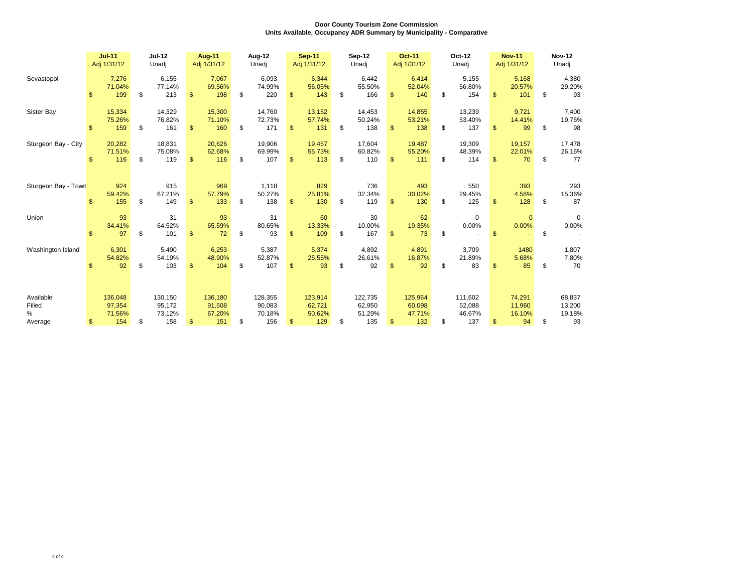**Door County Tourism Zone Commission**
**Units Available, Occupancy ADR Summary by Municipality - Comparative**

| | Jul-11 Adj 1/31/12 | Jul-12 Unadj | Aug-11 Adj 1/31/12 | Aug-12 Unadj | Sep-11 Adj 1/31/12 | Sep-12 Unadj | Oct-11 Adj 1/31/12 | Oct-12 Unadj | Nov-11 Adj 1/31/12 | Nov-12 Unadj |
|---|---|---|---|---|---|---|---|---|---|---|
| Sevastopol | 7,276 | 6,155 | 7,067 | 6,093 | 6,344 | 6,442 | 6,414 | 5,155 | 5,168 | 4,380 |
| | 71.04% | 77.14% | 69.56% | 74.99% | 56.05% | 55.50% | 52.04% | 56.80% | 20.57% | 29.20% |
| | $ 199 | $ 213 | $ 198 | $ 220 | $ 143 | $ 166 | $ 140 | $ 154 | $ 101 | $ 93 |
| Sister Bay | 15,334 | 14,329 | 15,300 | 14,760 | 13,152 | 14,453 | 14,855 | 13,239 | 9,721 | 7,400 |
| | 75.26% | 76.82% | 71.10% | 72.73% | 57.74% | 50.24% | 53.21% | 53.40% | 14.41% | 19.76% |
| | $ 159 | $ 161 | $ 160 | $ 171 | $ 131 | $ 138 | $ 138 | $ 137 | $ 99 | $ 98 |
| Sturgeon Bay - City | 20,282 | 18,831 | 20,626 | 19,906 | 19,457 | 17,604 | 19,487 | 19,309 | 19,157 | 17,478 |
| | 71.51% | 75.08% | 62.68% | 69.99% | 55.73% | 60.82% | 55.20% | 48.39% | 22.01% | 26.16% |
| | $ 116 | $ 119 | $ 116 | $ 107 | $ 113 | $ 110 | $ 111 | $ 114 | $ 70 | $ 77 |
| Sturgeon Bay - Town | 924 | 915 | 969 | 1,118 | 829 | 736 | 493 | 550 | 393 | 293 |
| | 59.42% | 67.21% | 57.79% | 50.27% | 25.81% | 32.34% | 30.02% | 29.45% | 4.58% | 15.36% |
| | $ 155 | $ 149 | $ 133 | $ 138 | $ 130 | $ 119 | $ 130 | $ 125 | $ 128 | $ 87 |
| Union | 93 | 31 | 93 | 31 | 60 | 30 | 62 | 0 | 0 | 0 |
| | 34.41% | 64.52% | 65.59% | 80.65% | 13.33% | 10.00% | 19.35% | 0.00% | 0.00% | 0.00% |
| | $ 97 | $ 101 | $ 72 | $ 93 | $ 109 | $ 167 | $ 73 | $ - | $ - | $ - |
| Washington Island | 6,301 | 5,490 | 6,253 | 5,387 | 5,374 | 4,892 | 4,891 | 3,709 | 1480 | 1,807 |
| | 54.82% | 54.19% | 48.90% | 52.87% | 25.55% | 26.61% | 16.87% | 21.89% | 5.68% | 7.80% |
| | $ 92 | $ 103 | $ 104 | $ 107 | $ 93 | $ 92 | $ 92 | $ 83 | $ 85 | $ 70 |
| Available | 136,048 | 130,150 | 136,180 | 128,355 | 123,914 | 122,735 | 125,964 | 111,602 | 74,291 | 68,837 |
| Filled | 97,354 | 95,172 | 91,508 | 90,083 | 62,721 | 62,950 | 60,098 | 52,088 | 11,960 | 13,200 |
| % | 71.56% | 73.12% | 67.20% | 70.18% | 50.62% | 51.29% | 47.71% | 46.67% | 16.10% | 19.18% |
| Average | $ 154 | $ 158 | $ 151 | $ 156 | $ 129 | $ 135 | $ 132 | $ 137 | $ 94 | $ 93 |